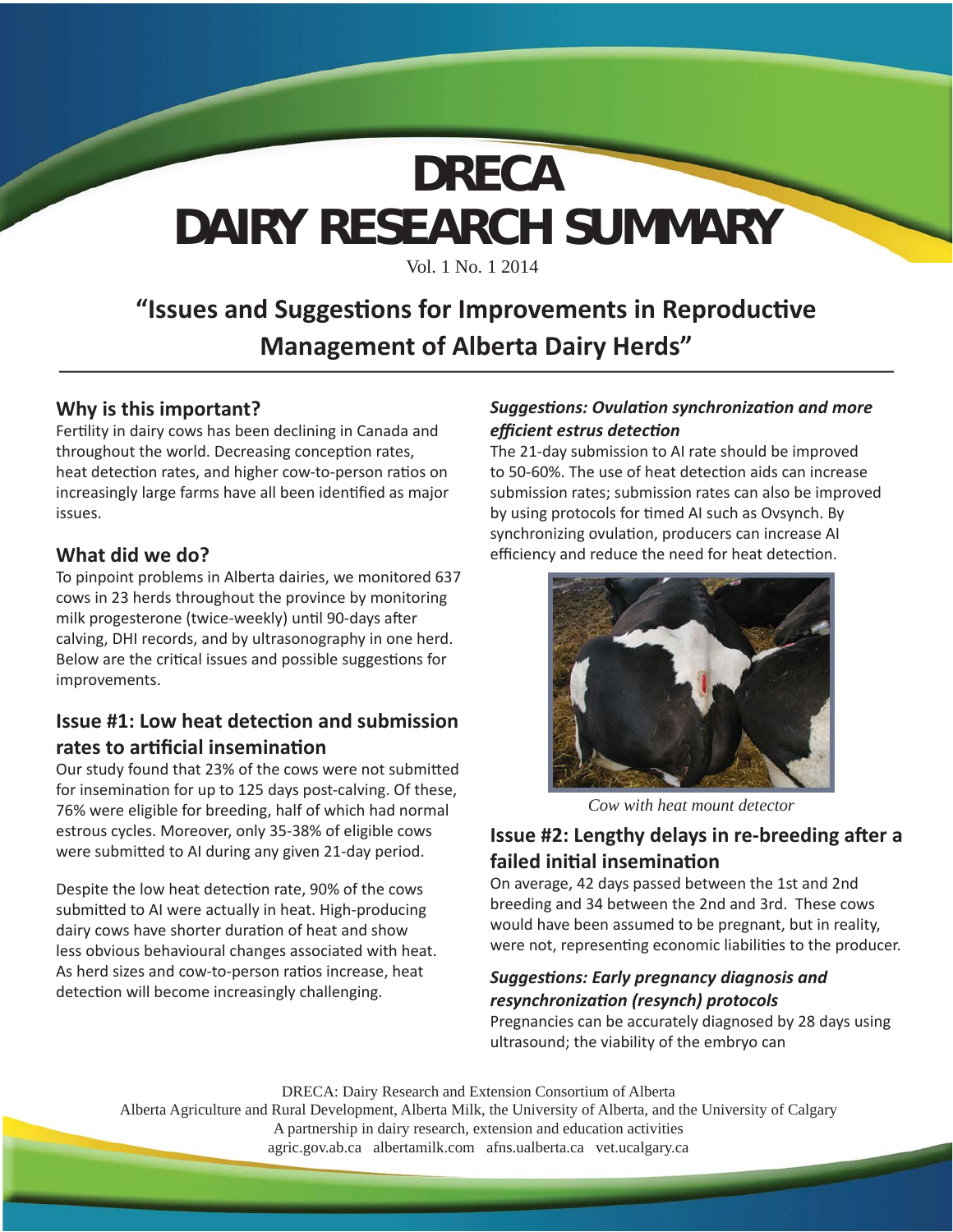# DRECA
# DAIRY RESEARCH SUMMARY

Vol. 1 No. 1 2014

## "Issues and Suggestions for Improvements in Reproductive Management of Alberta Dairy Herds"

### Why is this important?

Fertility in dairy cows has been declining in Canada and throughout the world. Decreasing conception rates, heat detection rates, and higher cow-to-person ratios on increasingly large farms have all been identified as major issues.

### What did we do?

To pinpoint problems in Alberta dairies, we monitored 637 cows in 23 herds throughout the province by monitoring milk progesterone (twice-weekly) until 90-days after calving, DHI records, and by ultrasonography in one herd. Below are the critical issues and possible suggestions for improvements.

### Issue #1: Low heat detection and submission rates to artificial insemination

Our study found that 23% of the cows were not submitted for insemination for up to 125 days post-calving. Of these, 76% were eligible for breeding, half of which had normal estrous cycles. Moreover, only 35-38% of eligible cows were submitted to AI during any given 21-day period.

Despite the low heat detection rate, 90% of the cows submitted to AI were actually in heat. High-producing dairy cows have shorter duration of heat and show less obvious behavioural changes associated with heat. As herd sizes and cow-to-person ratios increase, heat detection will become increasingly challenging.

#### *Suggestions: Ovulation synchronization and more efficient estrus detection*

The 21-day submission to AI rate should be improved to 50-60%. The use of heat detection aids can increase submission rates; submission rates can also be improved by using protocols for timed AI such as Ovsynch. By synchronizing ovulation, producers can increase AI efficiency and reduce the need for heat detection.

*Cow with heat mount detector*

### Issue #2: Lengthy delays in re-breeding after a failed initial insemination

On average, 42 days passed between the 1st and 2nd breeding and 34 between the 2nd and 3rd. These cows would have been assumed to be pregnant, but in reality, were not, representing economic liabilities to the producer.

#### *Suggestions: Early pregnancy diagnosis and resynchronization (resynch) protocols*

Pregnancies can be accurately diagnosed by 28 days using ultrasound; the viability of the embryo can

DRECA: Dairy Research and Extension Consortium of Alberta
Alberta Agriculture and Rural Development, Alberta Milk, the University of Alberta, and the University of Calgary
A partnership in dairy research, extension and education activities
agric.gov.ab.ca albertamilk.com afns.ualberta.ca vet.ucalgary.ca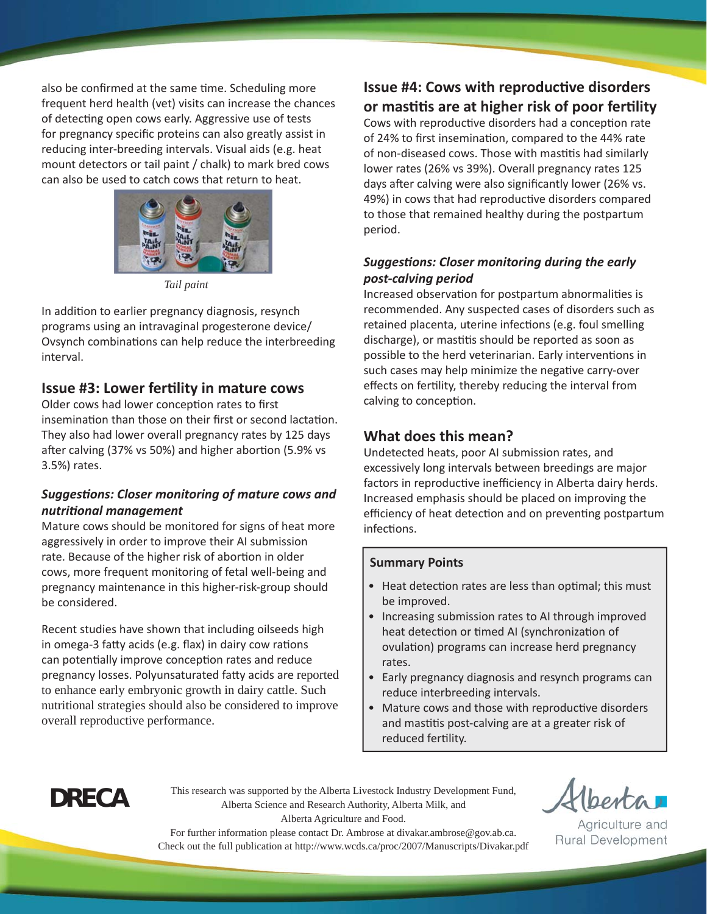also be confirmed at the same time. Scheduling more frequent herd health (vet) visits can increase the chances of detecting open cows early. Aggressive use of tests for pregnancy specific proteins can also greatly assist in reducing inter-breeding intervals. Visual aids (e.g. heat mount detectors or tail paint / chalk) to mark bred cows can also be used to catch cows that return to heat.

*Tail paint*

In addition to earlier pregnancy diagnosis, resynch programs using an intravaginal progesterone device/ Ovsynch combinations can help reduce the interbreeding interval.

## Issue #3: Lower fertility in mature cows

Older cows had lower conception rates to first insemination than those on their first or second lactation. They also had lower overall pregnancy rates by 125 days after calving (37% vs 50%) and higher abortion (5.9% vs 3.5%) rates.

### *Suggestions: Closer monitoring of mature cows and nutritional management*

Mature cows should be monitored for signs of heat more aggressively in order to improve their AI submission rate. Because of the higher risk of abortion in older cows, more frequent monitoring of fetal well-being and pregnancy maintenance in this higher-risk-group should be considered.

Recent studies have shown that including oilseeds high in omega-3 fatty acids (e.g. flax) in dairy cow rations can potentially improve conception rates and reduce pregnancy losses. Polyunsaturated fatty acids are reported to enhance early embryonic growth in dairy cattle. Such nutritional strategies should also be considered to improve overall reproductive performance.

## Issue #4: Cows with reproductive disorders or mastitis are at higher risk of poor fertility

Cows with reproductive disorders had a conception rate of 24% to first insemination, compared to the 44% rate of non-diseased cows. Those with mastitis had similarly lower rates (26% vs 39%). Overall pregnancy rates 125 days after calving were also significantly lower (26% vs. 49%) in cows that had reproductive disorders compared to those that remained healthy during the postpartum period.

### *Suggestions: Closer monitoring during the early post-calving period*

Increased observation for postpartum abnormalities is recommended. Any suspected cases of disorders such as retained placenta, uterine infections (e.g. foul smelling discharge), or mastitis should be reported as soon as possible to the herd veterinarian. Early interventions in such cases may help minimize the negative carry-over effects on fertility, thereby reducing the interval from calving to conception.

## What does this mean?

Undetected heats, poor AI submission rates, and excessively long intervals between breedings are major factors in reproductive inefficiency in Alberta dairy herds. Increased emphasis should be placed on improving the efficiency of heat detection and on preventing postpartum infections.

**Summary Points**

- Heat detection rates are less than optimal; this must be improved.
- Increasing submission rates to AI through improved heat detection or timed AI (synchronization of ovulation) programs can increase herd pregnancy rates.
- Early pregnancy diagnosis and resynch programs can reduce interbreeding intervals.
- Mature cows and those with reproductive disorders and mastitis post-calving are at a greater risk of reduced fertility.

DRECA

This research was supported by the Alberta Livestock Industry Development Fund, Alberta Science and Research Authority, Alberta Milk, and Alberta Agriculture and Food.

For further information please contact Dr. Ambrose at divakar.ambrose@gov.ab.ca.
Check out the full publication at http://www.wcds.ca/proc/2007/Manuscripts/Divakar.pdf

Alberta Agriculture and Rural Development